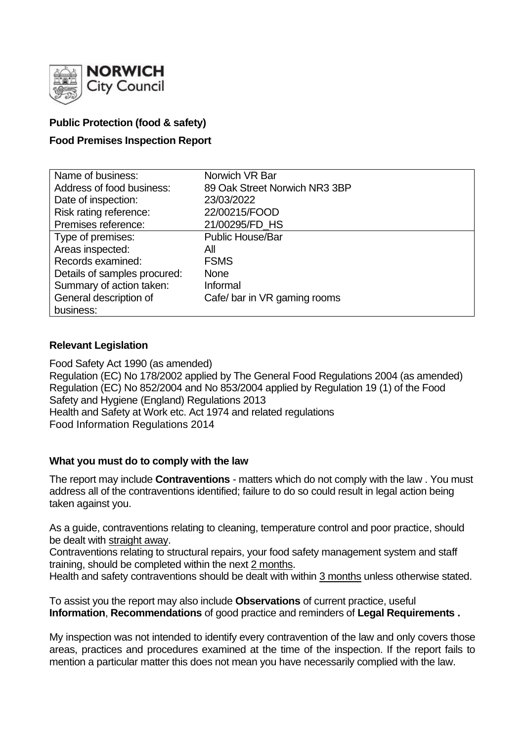**NORWICH** City Council

**Public Protection (food & safety)**

**Food Premises Inspection Report**

| | |
|---|---|
| Name of business: | Norwich VR Bar |
| Address of food business: | 89 Oak Street Norwich NR3 3BP |
| Date of inspection: | 23/03/2022 |
| Risk rating reference: | 22/00215/FOOD |
| Premises reference: | 21/00295/FD_HS |
| Type of premises: | Public House/Bar |
| Areas inspected: | All |
| Records examined: | FSMS |
| Details of samples procured: | None |
| Summary of action taken: | Informal |
| General description of business: | Cafe/ bar in VR gaming rooms |

## Relevant Legislation

Food Safety Act 1990 (as amended)
Regulation (EC) No 178/2002 applied by The General Food Regulations 2004 (as amended)
Regulation (EC) No 852/2004 and No 853/2004 applied by Regulation 19 (1) of the Food Safety and Hygiene (England) Regulations 2013
Health and Safety at Work etc. Act 1974 and related regulations
Food Information Regulations 2014

## What you must do to comply with the law

The report may include **Contraventions** - matters which do not comply with the law . You must address all of the contraventions identified; failure to do so could result in legal action being taken against you.

As a guide, contraventions relating to cleaning, temperature control and poor practice, should be dealt with straight away.
Contraventions relating to structural repairs, your food safety management system and staff training, should be completed within the next 2 months.
Health and safety contraventions should be dealt with within 3 months unless otherwise stated.

To assist you the report may also include **Observations** of current practice, useful **Information**, **Recommendations** of good practice and reminders of **Legal Requirements .**

My inspection was not intended to identify every contravention of the law and only covers those areas, practices and procedures examined at the time of the inspection. If the report fails to mention a particular matter this does not mean you have necessarily complied with the law.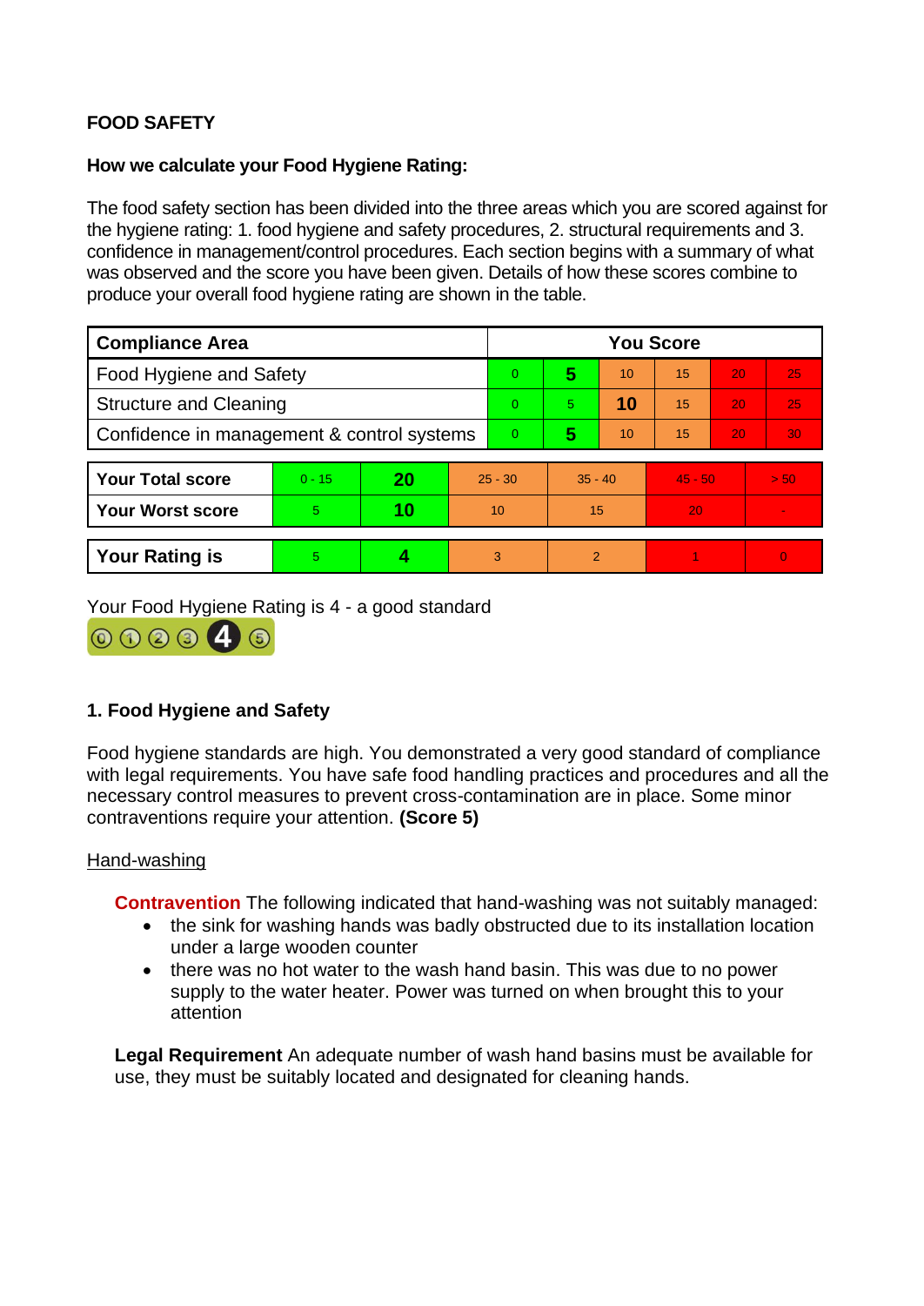**FOOD SAFETY**

**How we calculate your Food Hygiene Rating:**

The food safety section has been divided into the three areas which you are scored against for the hygiene rating: 1. food hygiene and safety procedures, 2. structural requirements and 3. confidence in management/control procedures. Each section begins with a summary of what was observed and the score you have been given. Details of how these scores combine to produce your overall food hygiene rating are shown in the table.

| Compliance Area | You Score | | | | | |
|---|---|---|---|---|---|---|
| Food Hygiene and Safety | 0 | **5** | 10 | 15 | 20 | 25 |
| Structure and Cleaning | 0 | 5 | **10** | 15 | 20 | 25 |
| Confidence in management & control systems | 0 | **5** | 10 | 15 | 20 | 30 |

| | | | | | | |
|---|---|---|---|---|---|---|
| **Your Total score** | 0 - 15 | **20** | 25 - 30 | 35 - 40 | 45 - 50 | > 50 |
| **Your Worst score** | 5 | **10** | 10 | 15 | 20 | - |
| **Your Rating is** | 5 | **4** | 3 | 2 | 1 | 0 |

Your Food Hygiene Rating is 4 - a good standard

**1. Food Hygiene and Safety**

Food hygiene standards are high. You demonstrated a very good standard of compliance with legal requirements. You have safe food handling practices and procedures and all the necessary control measures to prevent cross-contamination are in place. Some minor contraventions require your attention. **(Score 5)**

Hand-washing

**Contravention** The following indicated that hand-washing was not suitably managed:

- the sink for washing hands was badly obstructed due to its installation location under a large wooden counter
- there was no hot water to the wash hand basin. This was due to no power supply to the water heater. Power was turned on when brought this to your attention

**Legal Requirement** An adequate number of wash hand basins must be available for use, they must be suitably located and designated for cleaning hands.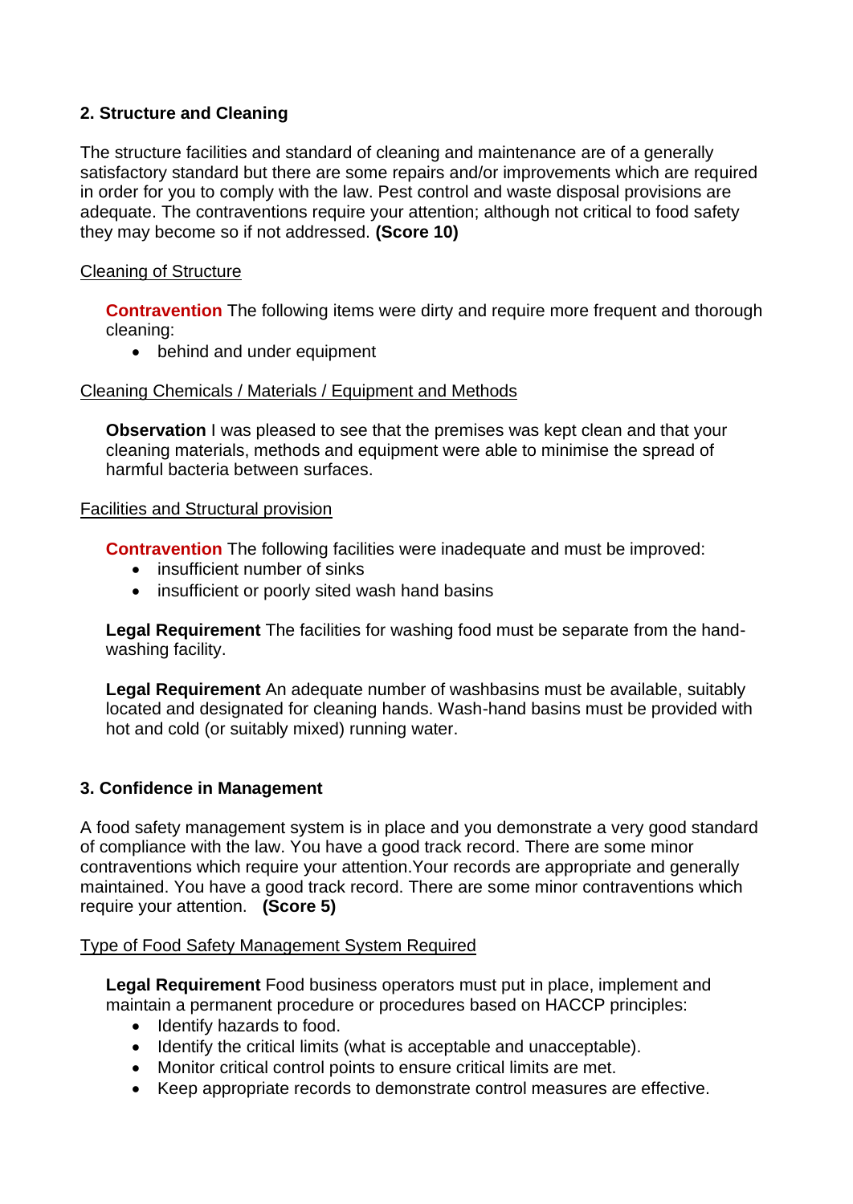## 2. Structure and Cleaning

The structure facilities and standard of cleaning and maintenance are of a generally satisfactory standard but there are some repairs and/or improvements which are required in order for you to comply with the law. Pest control and waste disposal provisions are adequate. The contraventions require your attention; although not critical to food safety they may become so if not addressed. **(Score 10)**

Cleaning of Structure

**Contravention** The following items were dirty and require more frequent and thorough cleaning:

- behind and under equipment

Cleaning Chemicals / Materials / Equipment and Methods

**Observation** I was pleased to see that the premises was kept clean and that your cleaning materials, methods and equipment were able to minimise the spread of harmful bacteria between surfaces.

Facilities and Structural provision

**Contravention** The following facilities were inadequate and must be improved:

- insufficient number of sinks
- insufficient or poorly sited wash hand basins

**Legal Requirement** The facilities for washing food must be separate from the hand-washing facility.

**Legal Requirement** An adequate number of washbasins must be available, suitably located and designated for cleaning hands. Wash-hand basins must be provided with hot and cold (or suitably mixed) running water.

## 3. Confidence in Management

A food safety management system is in place and you demonstrate a very good standard of compliance with the law. You have a good track record. There are some minor contraventions which require your attention.Your records are appropriate and generally maintained. You have a good track record. There are some minor contraventions which require your attention. **(Score 5)**

Type of Food Safety Management System Required

**Legal Requirement** Food business operators must put in place, implement and maintain a permanent procedure or procedures based on HACCP principles:

- Identify hazards to food.
- Identify the critical limits (what is acceptable and unacceptable).
- Monitor critical control points to ensure critical limits are met.
- Keep appropriate records to demonstrate control measures are effective.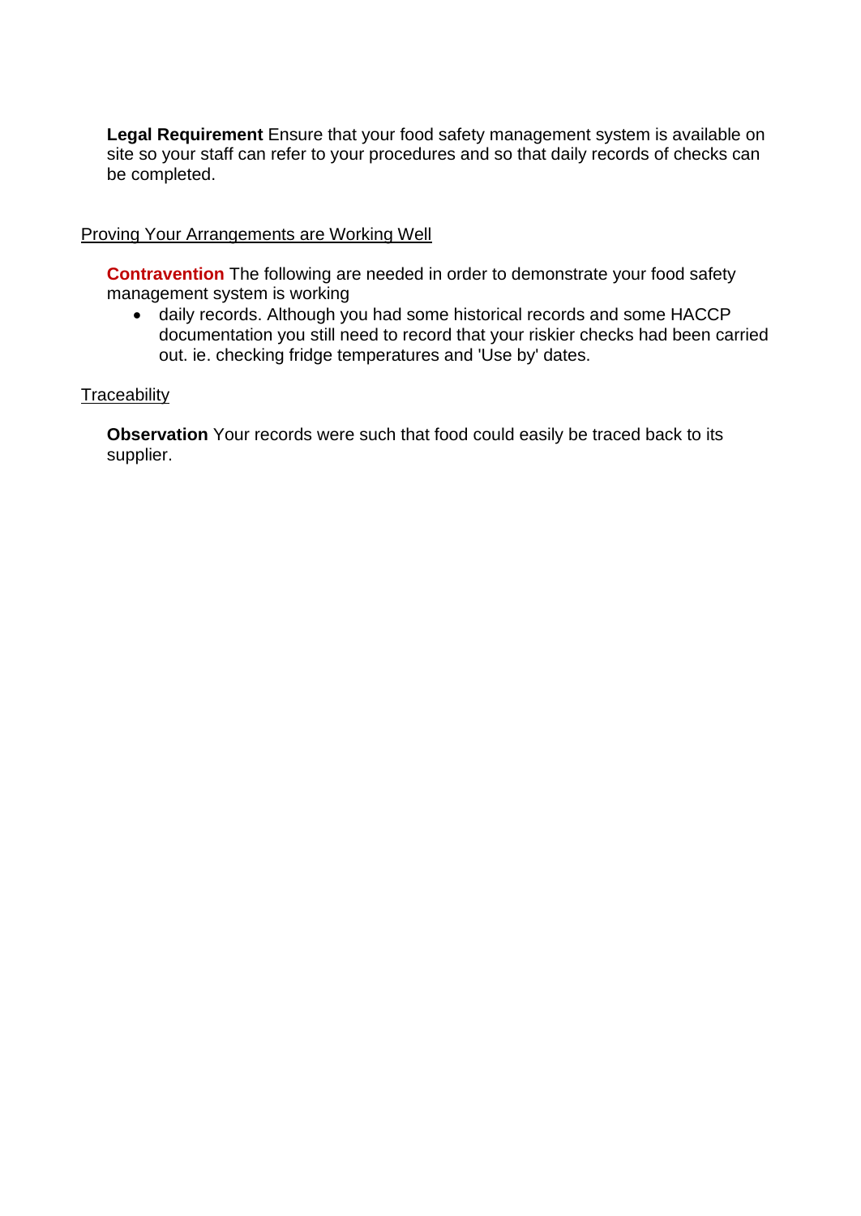**Legal Requirement** Ensure that your food safety management system is available on site so your staff can refer to your procedures and so that daily records of checks can be completed.

<u>Proving Your Arrangements are Working Well</u>

**Contravention** The following are needed in order to demonstrate your food safety management system is working

- daily records. Although you had some historical records and some HACCP documentation you still need to record that your riskier checks had been carried out. ie. checking fridge temperatures and 'Use by' dates.

<u>Traceability</u>

**Observation** Your records were such that food could easily be traced back to its supplier.